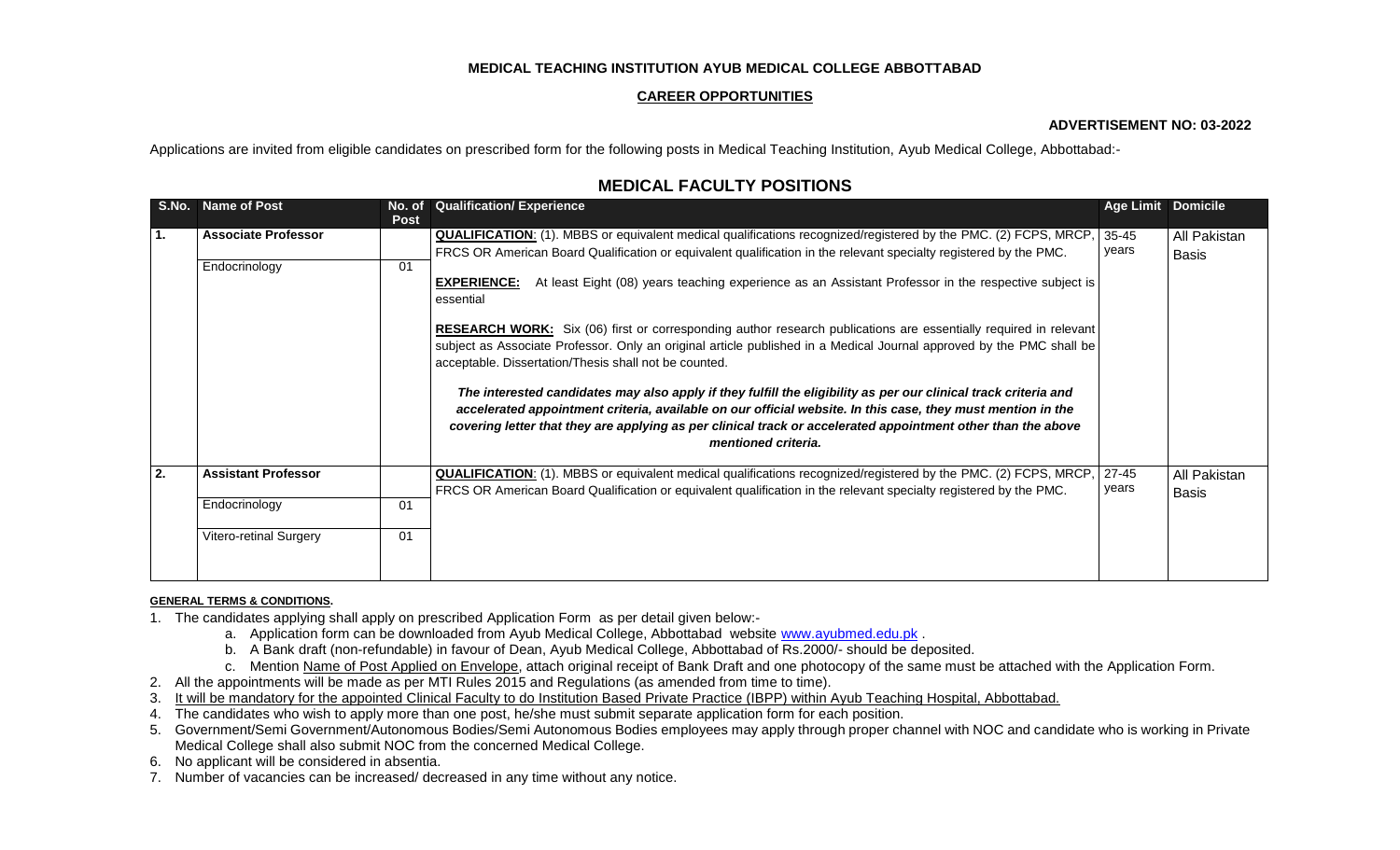**MEDICAL TEACHING INSTITUTION AYUB MEDICAL COLLEGE ABBOTTABAD**

**CAREER OPPORTUNITIES**

**ADVERTISEMENT NO: 03-2022**

Applications are invited from eligible candidates on prescribed form for the following posts in Medical Teaching Institution, Ayub Medical College, Abbottabad:-

## MEDICAL FACULTY POSITIONS

| S.No. | Name of Post | No. of Post | Qualification/ Experience | Age Limit | Domicile |
|---|---|---|---|---|---|
| 1. | **Associate Professor** | | **QUALIFICATION**: (1). MBBS or equivalent medical qualifications recognized/registered by the PMC. (2) FCPS, MRCP, FRCS OR American Board Qualification or equivalent qualification in the relevant specialty registered by the PMC.<br><br>**EXPERIENCE:** At least Eight (08) years teaching experience as an Assistant Professor in the respective subject is essential<br><br>**RESEARCH WORK:** Six (06) first or corresponding author research publications are essentially required in relevant subject as Associate Professor. Only an original article published in a Medical Journal approved by the PMC shall be acceptable. Dissertation/Thesis shall not be counted.<br><br>***The interested candidates may also apply if they fulfill the eligibility as per our clinical track criteria and accelerated appointment criteria, available on our official website. In this case, they must mention in the covering letter that they are applying as per clinical track or accelerated appointment other than the above mentioned criteria.*** | 35-45 years | All Pakistan Basis |
| | Endocrinology | 01 | | | |
| 2. | **Assistant Professor** | | **QUALIFICATION**: (1). MBBS or equivalent medical qualifications recognized/registered by the PMC. (2) FCPS, MRCP, FRCS OR American Board Qualification or equivalent qualification in the relevant specialty registered by the PMC. | 27-45 years | All Pakistan Basis |
| | Endocrinology | 01 | | | |
| | Vitero-retinal Surgery | 01 | | | |

**GENERAL TERMS & CONDITIONS.**

1. The candidates applying shall apply on prescribed Application Form as per detail given below:-
   a. Application form can be downloaded from Ayub Medical College, Abbottabad website www.ayubmed.edu.pk .
   b. A Bank draft (non-refundable) in favour of Dean, Ayub Medical College, Abbottabad of Rs.2000/- should be deposited.
   c. Mention Name of Post Applied on Envelope, attach original receipt of Bank Draft and one photocopy of the same must be attached with the Application Form.
2. All the appointments will be made as per MTI Rules 2015 and Regulations (as amended from time to time).
3. It will be mandatory for the appointed Clinical Faculty to do Institution Based Private Practice (IBPP) within Ayub Teaching Hospital, Abbottabad.
4. The candidates who wish to apply more than one post, he/she must submit separate application form for each position.
5. Government/Semi Government/Autonomous Bodies/Semi Autonomous Bodies employees may apply through proper channel with NOC and candidate who is working in Private Medical College shall also submit NOC from the concerned Medical College.
6. No applicant will be considered in absentia.
7. Number of vacancies can be increased/ decreased in any time without any notice.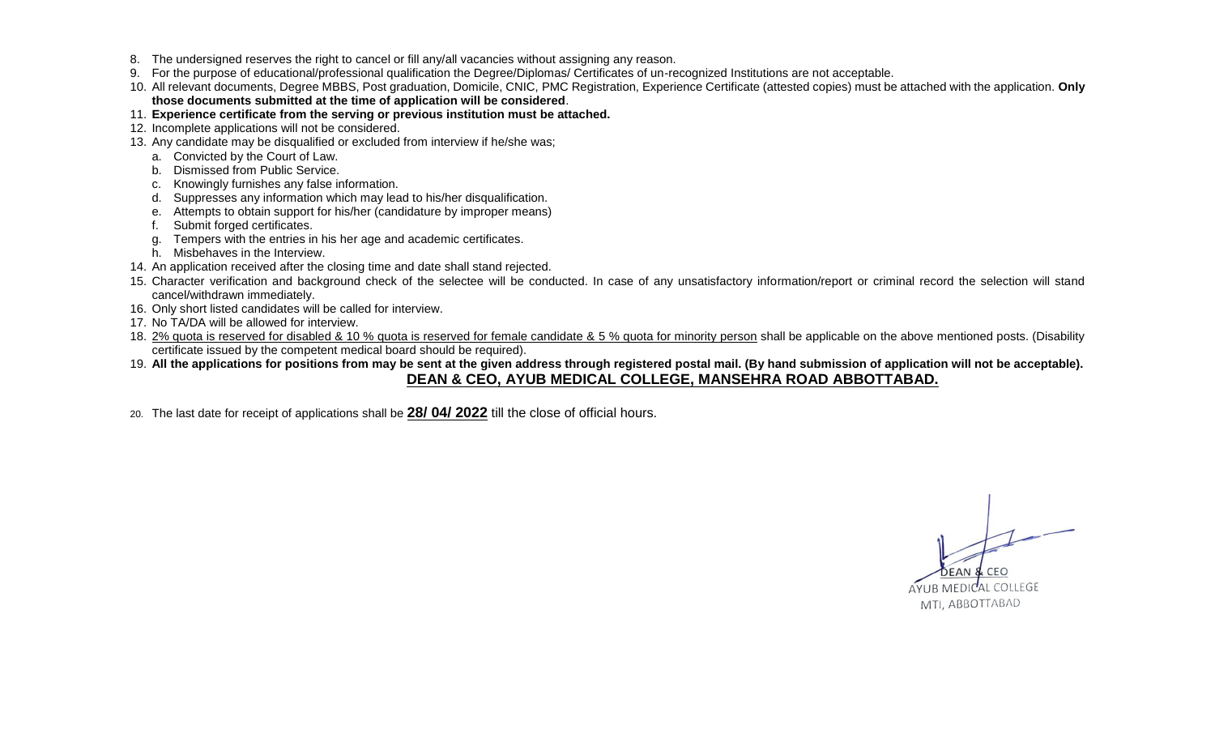8. The undersigned reserves the right to cancel or fill any/all vacancies without assigning any reason.
9. For the purpose of educational/professional qualification the Degree/Diplomas/ Certificates of un-recognized Institutions are not acceptable.
10. All relevant documents, Degree MBBS, Post graduation, Domicile, CNIC, PMC Registration, Experience Certificate (attested copies) must be attached with the application. **Only those documents submitted at the time of application will be considered**.
11. **Experience certificate from the serving or previous institution must be attached.**
12. Incomplete applications will not be considered.
13. Any candidate may be disqualified or excluded from interview if he/she was;
    a. Convicted by the Court of Law.
    b. Dismissed from Public Service.
    c. Knowingly furnishes any false information.
    d. Suppresses any information which may lead to his/her disqualification.
    e. Attempts to obtain support for his/her (candidature by improper means)
    f. Submit forged certificates.
    g. Tempers with the entries in his her age and academic certificates.
    h. Misbehaves in the Interview.
14. An application received after the closing time and date shall stand rejected.
15. Character verification and background check of the selectee will be conducted. In case of any unsatisfactory information/report or criminal record the selection will stand cancel/withdrawn immediately.
16. Only short listed candidates will be called for interview.
17. No TA/DA will be allowed for interview.
18. 2% quota is reserved for disabled & 10 % quota is reserved for female candidate & 5 % quota for minority person shall be applicable on the above mentioned posts. (Disability certificate issued by the competent medical board should be required).
19. **All the applications for positions from may be sent at the given address through registered postal mail. (By hand submission of application will not be acceptable).**

**DEAN & CEO, AYUB MEDICAL COLLEGE, MANSEHRA ROAD ABBOTTABAD.**

20. The last date for receipt of applications shall be **28/ 04/ 2022** till the close of official hours.

DEAN & CEO
AYUB MEDICAL COLLEGE
MTI, ABBOTTABAD